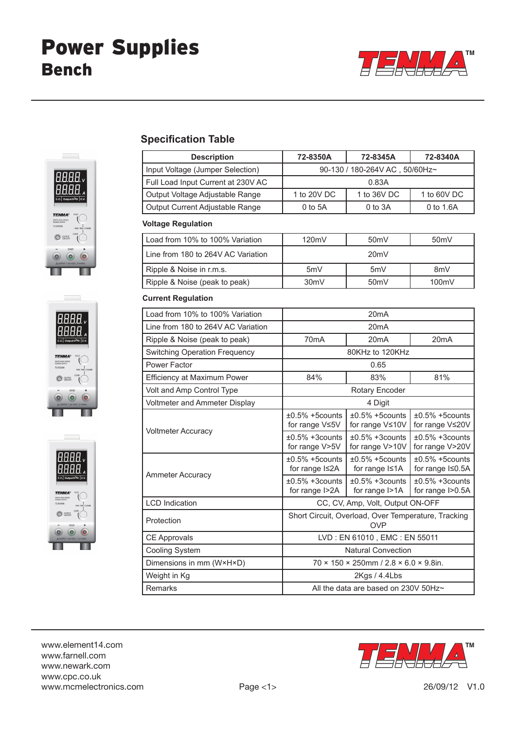# Power Supplies
## Bench

### Specification Table

| Description | 72-8350A | 72-8345A | 72-8340A |
|---|---|---|---|
| Input Voltage (Jumper Selection) | 90-130 / 180-264V AC , 50/60Hz~ | | |
| Full Load Input Current at 230V AC | 0.83A | | |
| Output Voltage Adjustable Range | 1 to 20V DC | 1 to 36V DC | 1 to 60V DC |
| Output Current Adjustable Range | 0 to 5A | 0 to 3A | 0 to 1.6A |
| **Voltage Regulation** | | | |
| Load from 10% to 100% Variation | 120mV | 50mV | 50mV |
| Line from 180 to 264V AC Variation | 20mV | | |
| Ripple & Noise in r.m.s. | 5mV | 5mV | 8mV |
| Ripple & Noise (peak to peak) | 30mV | 50mV | 100mV |
| **Current Regulation** | | | |
| Load from 10% to 100% Variation | 20mA | | |
| Line from 180 to 264V AC Variation | 20mA | | |
| Ripple & Noise (peak to peak) | 70mA | 20mA | 20mA |
| Switching Operation Frequency | 80KHz to 120KHz | | |
| Power Factor | 0.65 | | |
| Efficiency at Maximum Power | 84% | 83% | 81% |
| Volt and Amp Control Type | Rotary Encoder | | |
| Voltmeter and Ammeter Display | 4 Digit | | |
| Voltmeter Accuracy | ±0.5% +5counts for range V≤5V | ±0.5% +5counts for range V≤10V | ±0.5% +5counts for range V≤20V |
| | ±0.5% +3counts for range V>5V | ±0.5% +3counts for range V>10V | ±0.5% +3counts for range V>20V |
| Ammeter Accuracy | ±0.5% +5counts for range I≤2A | ±0.5% +5counts for range I≤1A | ±0.5% +5counts for range I≤0.5A |
| | ±0.5% +3counts for range I>2A | ±0.5% +3counts for range I>1A | ±0.5% +3counts for range I>0.5A |
| LCD Indication | CC, CV, Amp, Volt, Output ON-OFF | | |
| Protection | Short Circuit, Overload, Over Temperature, Tracking OVP | | |
| CE Approvals | LVD : EN 61010 , EMC : EN 55011 | | |
| Cooling System | Natural Convection | | |
| Dimensions in mm (W×H×D) | 70 × 150 × 250mm / 2.8 × 6.0 × 9.8in. | | |
| Weight in Kg | 2Kgs / 4.4Lbs | | |
| Remarks | All the data are based on 230V 50Hz~ | | |

www.element14.com
www.farnell.com
www.newark.com
www.cpc.co.uk
www.mcmelectronics.com

26/09/12 V1.0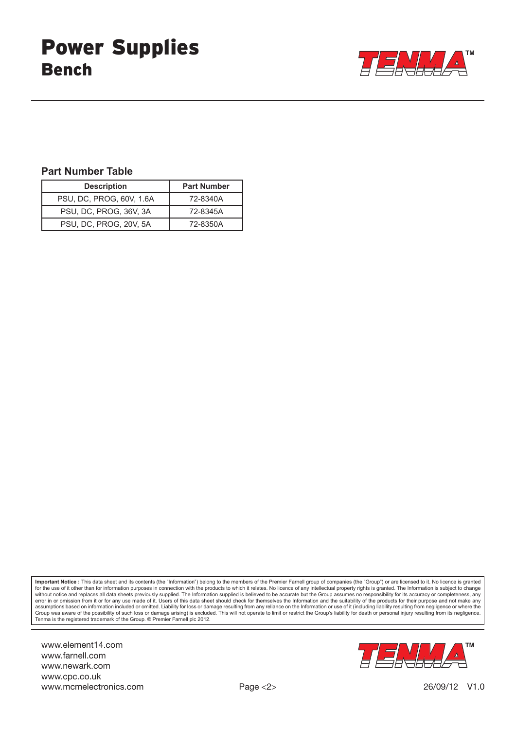# Power Supplies
## Bench

### Part Number Table

| Description | Part Number |
|---|---|
| PSU, DC, PROG, 60V, 1.6A | 72-8340A |
| PSU, DC, PROG, 36V, 3A | 72-8345A |
| PSU, DC, PROG, 20V, 5A | 72-8350A |

**Important Notice :** This data sheet and its contents (the "Information") belong to the members of the Premier Farnell group of companies (the "Group") or are licensed to it. No licence is granted for the use of it other than for information purposes in connection with the products to which it relates. No licence of any intellectual property rights is granted. The Information is subject to change without notice and replaces all data sheets previously supplied. The Information supplied is believed to be accurate but the Group assumes no responsibility for its accuracy or completeness, any error in or omission from it or for any use made of it. Users of this data sheet should check for themselves the Information and the suitability of the products for their purpose and not make any assumptions based on information included or omitted. Liability for loss or damage resulting from any reliance on the Information or use of it (including liability resulting from negligence or where the Group was aware of the possibility of such loss or damage arising) is excluded. This will not operate to limit or restrict the Group's liability for death or personal injury resulting from its negligence. Tenma is the registered trademark of the Group. © Premier Farnell plc 2012.

www.element14.com
www.farnell.com
www.newark.com
www.cpc.co.uk
www.mcmelectronics.com

26/09/12 V1.0